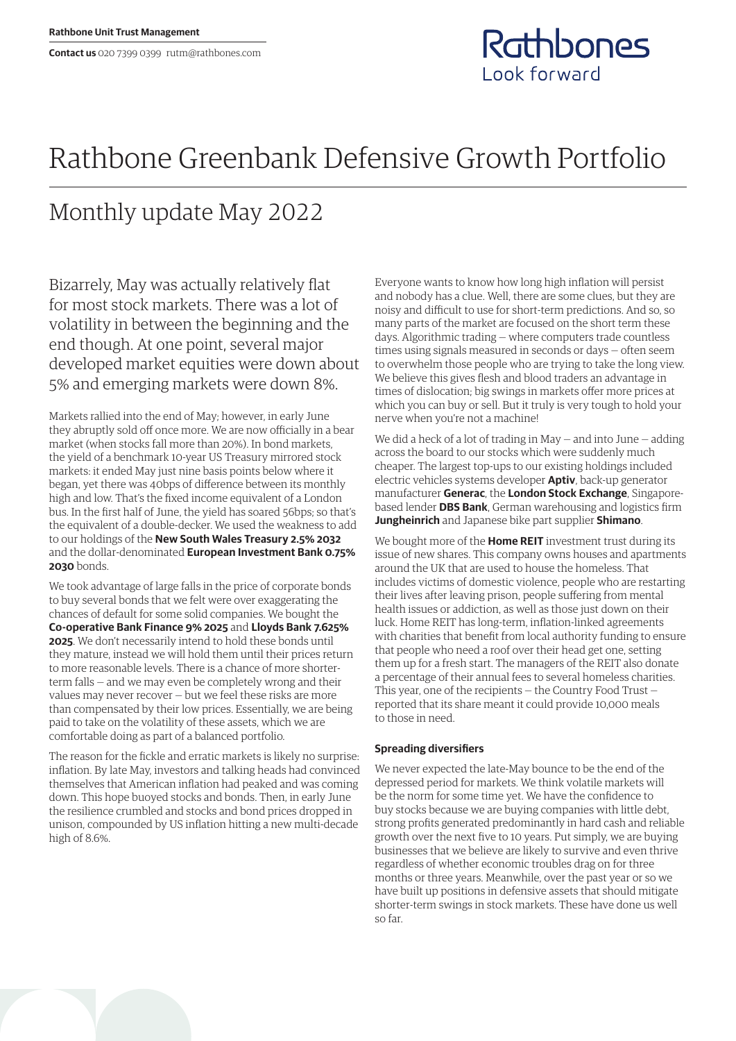Rathbone Unit Trust Management

**Contact us** 020 7399 0399 rutm@rathbones.com

# Rathbone Greenbank Defensive Growth Portfolio

## Monthly update May 2022

Bizarrely, May was actually relatively flat for most stock markets. There was a lot of volatility in between the beginning and the end though. At one point, several major developed market equities were down about 5% and emerging markets were down 8%.

Markets rallied into the end of May; however, in early June they abruptly sold off once more. We are now officially in a bear market (when stocks fall more than 20%). In bond markets, the yield of a benchmark 10-year US Treasury mirrored stock markets: it ended May just nine basis points below where it began, yet there was 40bps of difference between its monthly high and low. That's the fixed income equivalent of a London bus. In the first half of June, the yield has soared 56bps; so that's the equivalent of a double-decker. We used the weakness to add to our holdings of the **New South Wales Treasury 2.5% 2032** and the dollar-denominated **European Investment Bank 0.75% 2030** bonds.

We took advantage of large falls in the price of corporate bonds to buy several bonds that we felt were over exaggerating the chances of default for some solid companies. We bought the **Co-operative Bank Finance 9% 2025** and **Lloyds Bank 7.625% 2025**. We don't necessarily intend to hold these bonds until they mature, instead we will hold them until their prices return to more reasonable levels. There is a chance of more shorter-term falls – and we may even be completely wrong and their values may never recover – but we feel these risks are more than compensated by their low prices. Essentially, we are being paid to take on the volatility of these assets, which we are comfortable doing as part of a balanced portfolio.

The reason for the fickle and erratic markets is likely no surprise: inflation. By late May, investors and talking heads had convinced themselves that American inflation had peaked and was coming down. This hope buoyed stocks and bonds. Then, in early June the resilience crumbled and stocks and bond prices dropped in unison, compounded by US inflation hitting a new multi-decade high of 8.6%.

Everyone wants to know how long high inflation will persist and nobody has a clue. Well, there are some clues, but they are noisy and difficult to use for short-term predictions. And so, so many parts of the market are focused on the short term these days. Algorithmic trading – where computers trade countless times using signals measured in seconds or days – often seem to overwhelm those people who are trying to take the long view. We believe this gives flesh and blood traders an advantage in times of dislocation; big swings in markets offer more prices at which you can buy or sell. But it truly is very tough to hold your nerve when you're not a machine!

We did a heck of a lot of trading in May – and into June – adding across the board to our stocks which were suddenly much cheaper. The largest top-ups to our existing holdings included electric vehicles systems developer **Aptiv**, back-up generator manufacturer **Generac**, the **London Stock Exchange**, Singapore-based lender **DBS Bank**, German warehousing and logistics firm **Jungheinrich** and Japanese bike part supplier **Shimano**.

We bought more of the **Home REIT** investment trust during its issue of new shares. This company owns houses and apartments around the UK that are used to house the homeless. That includes victims of domestic violence, people who are restarting their lives after leaving prison, people suffering from mental health issues or addiction, as well as those just down on their luck. Home REIT has long-term, inflation-linked agreements with charities that benefit from local authority funding to ensure that people who need a roof over their head get one, setting them up for a fresh start. The managers of the REIT also donate a percentage of their annual fees to several homeless charities. This year, one of the recipients – the Country Food Trust – reported that its share meant it could provide 10,000 meals to those in need.

### Spreading diversifiers

We never expected the late-May bounce to be the end of the depressed period for markets. We think volatile markets will be the norm for some time yet. We have the confidence to buy stocks because we are buying companies with little debt, strong profits generated predominantly in hard cash and reliable growth over the next five to 10 years. Put simply, we are buying businesses that we believe are likely to survive and even thrive regardless of whether economic troubles drag on for three months or three years. Meanwhile, over the past year or so we have built up positions in defensive assets that should mitigate shorter-term swings in stock markets. These have done us well so far.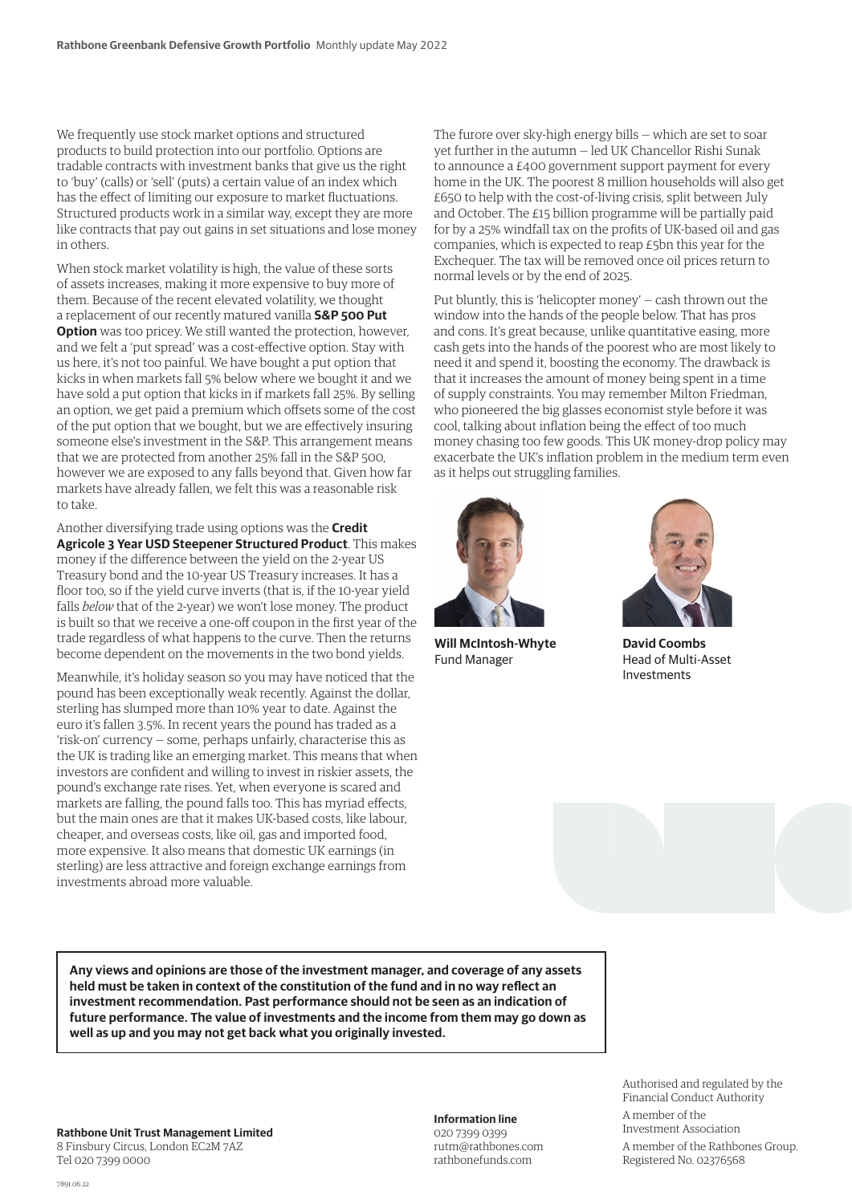We frequently use stock market options and structured products to build protection into our portfolio. Options are tradable contracts with investment banks that give us the right to 'buy' (calls) or 'sell' (puts) a certain value of an index which has the effect of limiting our exposure to market fluctuations. Structured products work in a similar way, except they are more like contracts that pay out gains in set situations and lose money in others.

When stock market volatility is high, the value of these sorts of assets increases, making it more expensive to buy more of them. Because of the recent elevated volatility, we thought a replacement of our recently matured vanilla **S&P 500 Put Option** was too pricey. We still wanted the protection, however, and we felt a 'put spread' was a cost-effective option. Stay with us here, it's not too painful. We have bought a put option that kicks in when markets fall 5% below where we bought it and we have sold a put option that kicks in if markets fall 25%. By selling an option, we get paid a premium which offsets some of the cost of the put option that we bought, but we are effectively insuring someone else's investment in the S&P. This arrangement means that we are protected from another 25% fall in the S&P 500, however we are exposed to any falls beyond that. Given how far markets have already fallen, we felt this was a reasonable risk to take.

Another diversifying trade using options was the **Credit Agricole 3 Year USD Steepener Structured Product**. This makes money if the difference between the yield on the 2-year US Treasury bond and the 10-year US Treasury increases. It has a floor too, so if the yield curve inverts (that is, if the 10-year yield falls *below* that of the 2-year) we won't lose money. The product is built so that we receive a one-off coupon in the first year of the trade regardless of what happens to the curve. Then the returns become dependent on the movements in the two bond yields.

Meanwhile, it's holiday season so you may have noticed that the pound has been exceptionally weak recently. Against the dollar, sterling has slumped more than 10% year to date. Against the euro it's fallen 3.5%. In recent years the pound has traded as a 'risk-on' currency — some, perhaps unfairly, characterise this as the UK is trading like an emerging market. This means that when investors are confident and willing to invest in riskier assets, the pound's exchange rate rises. Yet, when everyone is scared and markets are falling, the pound falls too. This has myriad effects, but the main ones are that it makes UK-based costs, like labour, cheaper, and overseas costs, like oil, gas and imported food, more expensive. It also means that domestic UK earnings (in sterling) are less attractive and foreign exchange earnings from investments abroad more valuable.

The furore over sky-high energy bills — which are set to soar yet further in the autumn — led UK Chancellor Rishi Sunak to announce a £400 government support payment for every home in the UK. The poorest 8 million households will also get £650 to help with the cost-of-living crisis, split between July and October. The £15 billion programme will be partially paid for by a 25% windfall tax on the profits of UK-based oil and gas companies, which is expected to reap £5bn this year for the Exchequer. The tax will be removed once oil prices return to normal levels or by the end of 2025.

Put bluntly, this is 'helicopter money' — cash thrown out the window into the hands of the people below. That has pros and cons. It's great because, unlike quantitative easing, more cash gets into the hands of the poorest who are most likely to need it and spend it, boosting the economy. The drawback is that it increases the amount of money being spent in a time of supply constraints. You may remember Milton Friedman, who pioneered the big glasses economist style before it was cool, talking about inflation being the effect of too much money chasing too few goods. This UK money-drop policy may exacerbate the UK's inflation problem in the medium term even as it helps out struggling families.

**Will McIntosh-Whyte**
Fund Manager

**David Coombs**
Head of Multi-Asset Investments

**Any views and opinions are those of the investment manager, and coverage of any assets held must be taken in context of the constitution of the fund and in no way reflect an investment recommendation. Past performance should not be seen as an indication of future performance. The value of investments and the income from them may go down as well as up and you may not get back what you originally invested.**

**Rathbone Unit Trust Management Limited**
8 Finsbury Circus, London EC2M 7AZ
Tel 020 7399 0000

**Information line**
020 7399 0399
rutm@rathbones.com
rathbonefunds.com

Authorised and regulated by the Financial Conduct Authority

A member of the Investment Association

A member of the Rathbones Group. Registered No. 02376568

7891.06.22